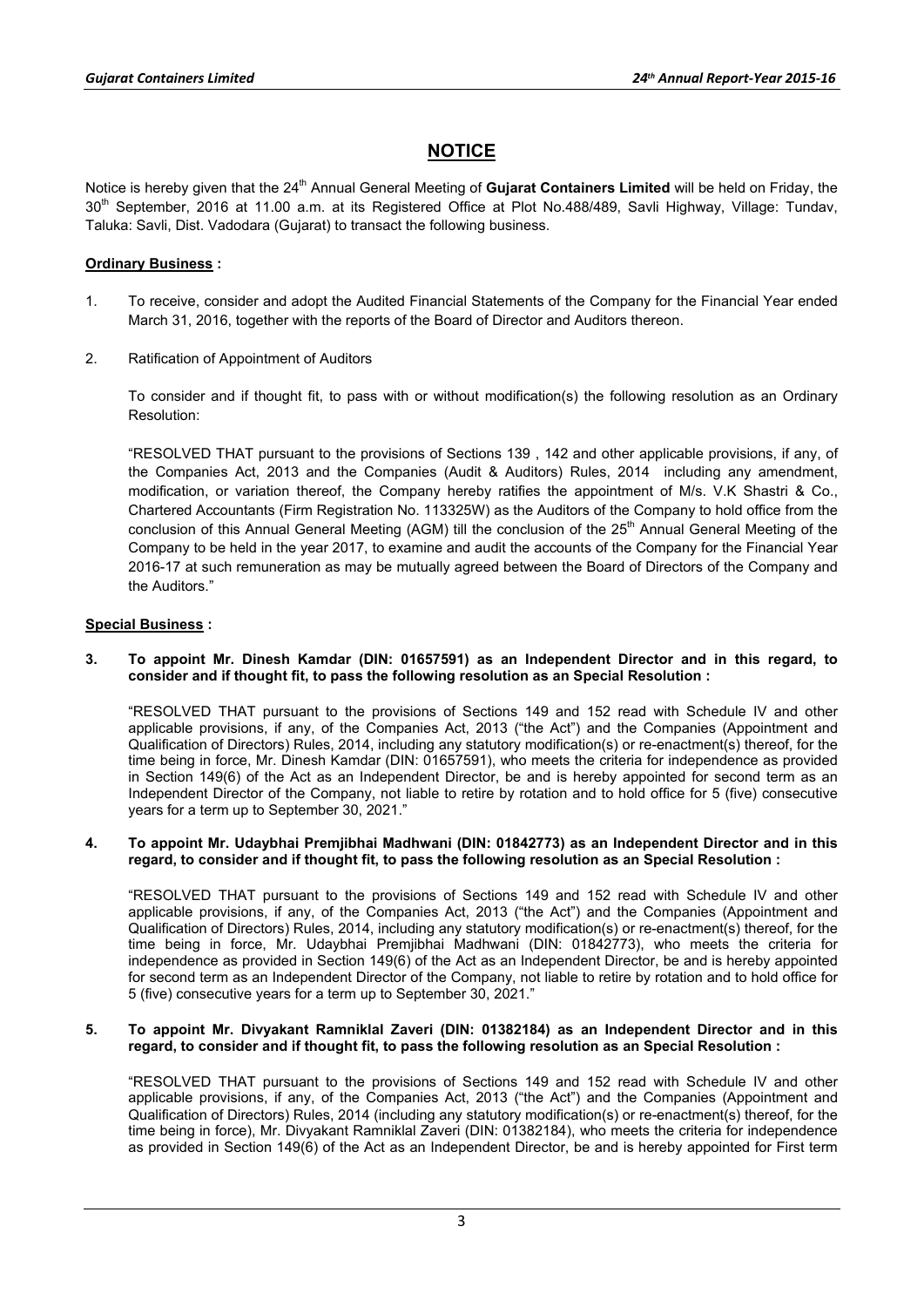# NOTICE

Notice is hereby given that the 24th Annual General Meeting of **Gujarat Containers Limited** will be held on Friday, the 30th September, 2016 at 11.00 a.m. at its Registered Office at Plot No.488/489, Savli Highway, Village: Tundav, Taluka: Savli, Dist. Vadodara (Gujarat) to transact the following business.

**Ordinary Business :**

1. To receive, consider and adopt the Audited Financial Statements of the Company for the Financial Year ended March 31, 2016, together with the reports of the Board of Director and Auditors thereon.

2. Ratification of Appointment of Auditors

   To consider and if thought fit, to pass with or without modification(s) the following resolution as an Ordinary Resolution:

   "RESOLVED THAT pursuant to the provisions of Sections 139 , 142 and other applicable provisions, if any, of the Companies Act, 2013 and the Companies (Audit & Auditors) Rules, 2014 including any amendment, modification, or variation thereof, the Company hereby ratifies the appointment of M/s. V.K Shastri & Co., Chartered Accountants (Firm Registration No. 113325W) as the Auditors of the Company to hold office from the conclusion of this Annual General Meeting (AGM) till the conclusion of the 25th Annual General Meeting of the Company to be held in the year 2017, to examine and audit the accounts of the Company for the Financial Year 2016-17 at such remuneration as may be mutually agreed between the Board of Directors of the Company and the Auditors."

**Special Business :**

**3. To appoint Mr. Dinesh Kamdar (DIN: 01657591) as an Independent Director and in this regard, to consider and if thought fit, to pass the following resolution as an Special Resolution :**

"RESOLVED THAT pursuant to the provisions of Sections 149 and 152 read with Schedule IV and other applicable provisions, if any, of the Companies Act, 2013 ("the Act") and the Companies (Appointment and Qualification of Directors) Rules, 2014, including any statutory modification(s) or re-enactment(s) thereof, for the time being in force, Mr. Dinesh Kamdar (DIN: 01657591), who meets the criteria for independence as provided in Section 149(6) of the Act as an Independent Director, be and is hereby appointed for second term as an Independent Director of the Company, not liable to retire by rotation and to hold office for 5 (five) consecutive years for a term up to September 30, 2021."

**4. To appoint Mr. Udaybhai Premjibhai Madhwani (DIN: 01842773) as an Independent Director and in this regard, to consider and if thought fit, to pass the following resolution as an Special Resolution :**

"RESOLVED THAT pursuant to the provisions of Sections 149 and 152 read with Schedule IV and other applicable provisions, if any, of the Companies Act, 2013 ("the Act") and the Companies (Appointment and Qualification of Directors) Rules, 2014, including any statutory modification(s) or re-enactment(s) thereof, for the time being in force, Mr. Udaybhai Premjibhai Madhwani (DIN: 01842773), who meets the criteria for independence as provided in Section 149(6) of the Act as an Independent Director, be and is hereby appointed for second term as an Independent Director of the Company, not liable to retire by rotation and to hold office for 5 (five) consecutive years for a term up to September 30, 2021."

**5. To appoint Mr. Divyakant Ramniklal Zaveri (DIN: 01382184) as an Independent Director and in this regard, to consider and if thought fit, to pass the following resolution as an Special Resolution :**

"RESOLVED THAT pursuant to the provisions of Sections 149 and 152 read with Schedule IV and other applicable provisions, if any, of the Companies Act, 2013 ("the Act") and the Companies (Appointment and Qualification of Directors) Rules, 2014 (including any statutory modification(s) or re-enactment(s) thereof, for the time being in force), Mr. Divyakant Ramniklal Zaveri (DIN: 01382184), who meets the criteria for independence as provided in Section 149(6) of the Act as an Independent Director, be and is hereby appointed for First term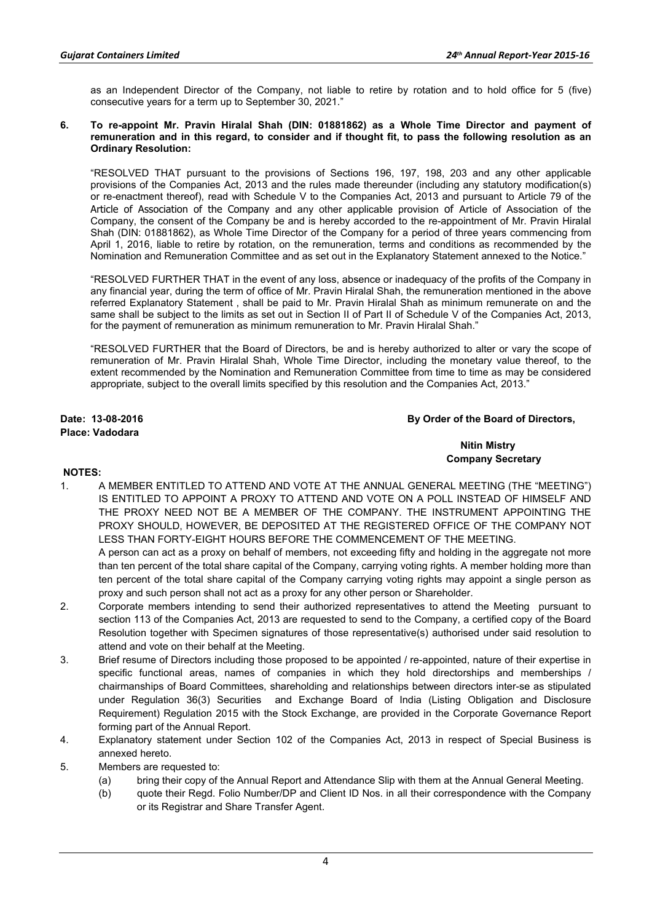as an Independent Director of the Company, not liable to retire by rotation and to hold office for 5 (five) consecutive years for a term up to September 30, 2021."

**6. To re-appoint Mr. Pravin Hiralal Shah (DIN: 01881862) as a Whole Time Director and payment of remuneration and in this regard, to consider and if thought fit, to pass the following resolution as an Ordinary Resolution:**

"RESOLVED THAT pursuant to the provisions of Sections 196, 197, 198, 203 and any other applicable provisions of the Companies Act, 2013 and the rules made thereunder (including any statutory modification(s) or re-enactment thereof), read with Schedule V to the Companies Act, 2013 and pursuant to Article 79 of the Article of Association of the Company and any other applicable provision of Article of Association of the Company, the consent of the Company be and is hereby accorded to the re-appointment of Mr. Pravin Hiralal Shah (DIN: 01881862), as Whole Time Director of the Company for a period of three years commencing from April 1, 2016, liable to retire by rotation, on the remuneration, terms and conditions as recommended by the Nomination and Remuneration Committee and as set out in the Explanatory Statement annexed to the Notice."

"RESOLVED FURTHER THAT in the event of any loss, absence or inadequacy of the profits of the Company in any financial year, during the term of office of Mr. Pravin Hiralal Shah, the remuneration mentioned in the above referred Explanatory Statement , shall be paid to Mr. Pravin Hiralal Shah as minimum remunerate on and the same shall be subject to the limits as set out in Section II of Part II of Schedule V of the Companies Act, 2013, for the payment of remuneration as minimum remuneration to Mr. Pravin Hiralal Shah."

"RESOLVED FURTHER that the Board of Directors, be and is hereby authorized to alter or vary the scope of remuneration of Mr. Pravin Hiralal Shah, Whole Time Director, including the monetary value thereof, to the extent recommended by the Nomination and Remuneration Committee from time to time as may be considered appropriate, subject to the overall limits specified by this resolution and the Companies Act, 2013."

**Date: 13-08-2016**
**Place: Vadodara**

**By Order of the Board of Directors,**

**Nitin Mistry**
**Company Secretary**

**NOTES:**

1. A MEMBER ENTITLED TO ATTEND AND VOTE AT THE ANNUAL GENERAL MEETING (THE "MEETING") IS ENTITLED TO APPOINT A PROXY TO ATTEND AND VOTE ON A POLL INSTEAD OF HIMSELF AND THE PROXY NEED NOT BE A MEMBER OF THE COMPANY. THE INSTRUMENT APPOINTING THE PROXY SHOULD, HOWEVER, BE DEPOSITED AT THE REGISTERED OFFICE OF THE COMPANY NOT LESS THAN FORTY-EIGHT HOURS BEFORE THE COMMENCEMENT OF THE MEETING.
   A person can act as a proxy on behalf of members, not exceeding fifty and holding in the aggregate not more than ten percent of the total share capital of the Company, carrying voting rights. A member holding more than ten percent of the total share capital of the Company carrying voting rights may appoint a single person as proxy and such person shall not act as a proxy for any other person or Shareholder.
2. Corporate members intending to send their authorized representatives to attend the Meeting pursuant to section 113 of the Companies Act, 2013 are requested to send to the Company, a certified copy of the Board Resolution together with Specimen signatures of those representative(s) authorised under said resolution to attend and vote on their behalf at the Meeting.
3. Brief resume of Directors including those proposed to be appointed / re-appointed, nature of their expertise in specific functional areas, names of companies in which they hold directorships and memberships / chairmanships of Board Committees, shareholding and relationships between directors inter-se as stipulated under Regulation 36(3) Securities and Exchange Board of India (Listing Obligation and Disclosure Requirement) Regulation 2015 with the Stock Exchange, are provided in the Corporate Governance Report forming part of the Annual Report.
4. Explanatory statement under Section 102 of the Companies Act, 2013 in respect of Special Business is annexed hereto.
5. Members are requested to:
   (a) bring their copy of the Annual Report and Attendance Slip with them at the Annual General Meeting.
   (b) quote their Regd. Folio Number/DP and Client ID Nos. in all their correspondence with the Company or its Registrar and Share Transfer Agent.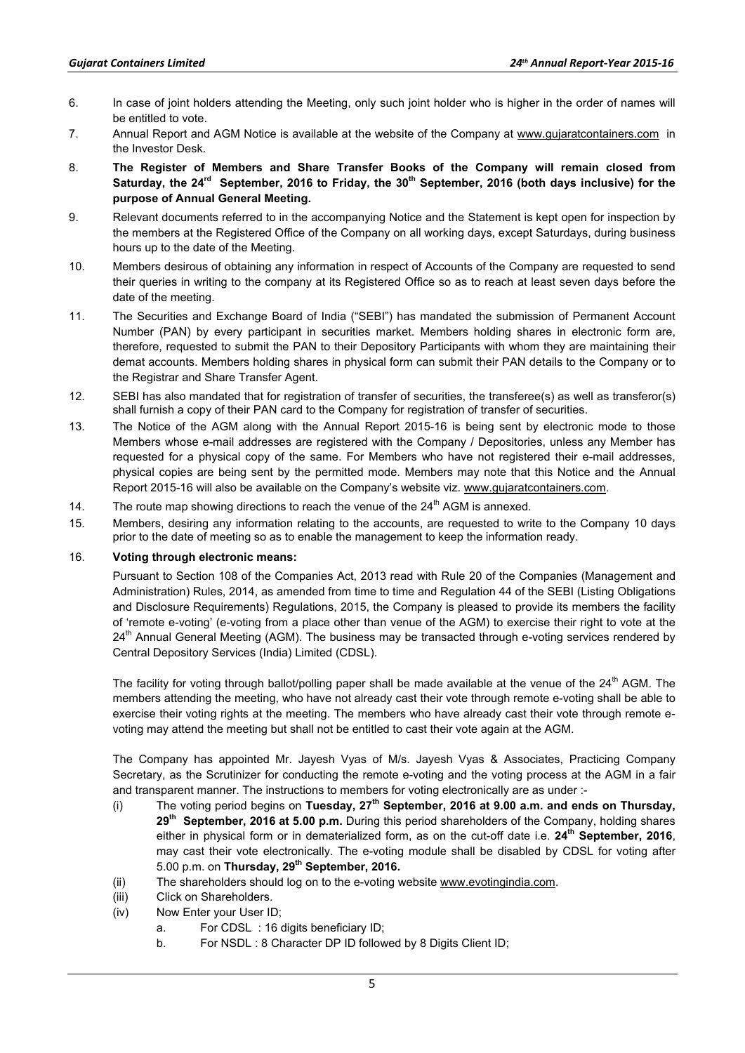6. In case of joint holders attending the Meeting, only such joint holder who is higher in the order of names will be entitled to vote.
7. Annual Report and AGM Notice is available at the website of the Company at www.gujaratcontainers.com in the Investor Desk.
8. **The Register of Members and Share Transfer Books of the Company will remain closed from Saturday, the 24th September, 2016 to Friday, the 30th September, 2016 (both days inclusive) for the purpose of Annual General Meeting.**
9. Relevant documents referred to in the accompanying Notice and the Statement is kept open for inspection by the members at the Registered Office of the Company on all working days, except Saturdays, during business hours up to the date of the Meeting.
10. Members desirous of obtaining any information in respect of Accounts of the Company are requested to send their queries in writing to the company at its Registered Office so as to reach at least seven days before the date of the meeting.
11. The Securities and Exchange Board of India ("SEBI") has mandated the submission of Permanent Account Number (PAN) by every participant in securities market. Members holding shares in electronic form are, therefore, requested to submit the PAN to their Depository Participants with whom they are maintaining their demat accounts. Members holding shares in physical form can submit their PAN details to the Company or to the Registrar and Share Transfer Agent.
12. SEBI has also mandated that for registration of transfer of securities, the transferee(s) as well as transferor(s) shall furnish a copy of their PAN card to the Company for registration of transfer of securities.
13. The Notice of the AGM along with the Annual Report 2015-16 is being sent by electronic mode to those Members whose e-mail addresses are registered with the Company / Depositories, unless any Member has requested for a physical copy of the same. For Members who have not registered their e-mail addresses, physical copies are being sent by the permitted mode. Members may note that this Notice and the Annual Report 2015-16 will also be available on the Company's website viz. www.gujaratcontainers.com.
14. The route map showing directions to reach the venue of the 24th AGM is annexed.
15. Members, desiring any information relating to the accounts, are requested to write to the Company 10 days prior to the date of meeting so as to enable the management to keep the information ready.
16. **Voting through electronic means:**

    Pursuant to Section 108 of the Companies Act, 2013 read with Rule 20 of the Companies (Management and Administration) Rules, 2014, as amended from time to time and Regulation 44 of the SEBI (Listing Obligations and Disclosure Requirements) Regulations, 2015, the Company is pleased to provide its members the facility of 'remote e-voting' (e-voting from a place other than venue of the AGM) to exercise their right to vote at the 24th Annual General Meeting (AGM). The business may be transacted through e-voting services rendered by Central Depository Services (India) Limited (CDSL).

    The facility for voting through ballot/polling paper shall be made available at the venue of the 24th AGM. The members attending the meeting, who have not already cast their vote through remote e-voting shall be able to exercise their voting rights at the meeting. The members who have already cast their vote through remote e-voting may attend the meeting but shall not be entitled to cast their vote again at the AGM.

    The Company has appointed Mr. Jayesh Vyas of M/s. Jayesh Vyas & Associates, Practicing Company Secretary, as the Scrutinizer for conducting the remote e-voting and the voting process at the AGM in a fair and transparent manner. The instructions to members for voting electronically are as under :-

    (i) The voting period begins on **Tuesday, 27th September, 2016 at 9.00 a.m. and ends on Thursday, 29th September, 2016 at 5.00 p.m.** During this period shareholders of the Company, holding shares either in physical form or in dematerialized form, as on the cut-off date i.e. **24th September, 2016**, may cast their vote electronically. The e-voting module shall be disabled by CDSL for voting after 5.00 p.m. on **Thursday, 29th September, 2016.**

    (ii) The shareholders should log on to the e-voting website www.evotingindia.com.

    (iii) Click on Shareholders.

    (iv) Now Enter your User ID;

    a. For CDSL : 16 digits beneficiary ID;

    b. For NSDL : 8 Character DP ID followed by 8 Digits Client ID;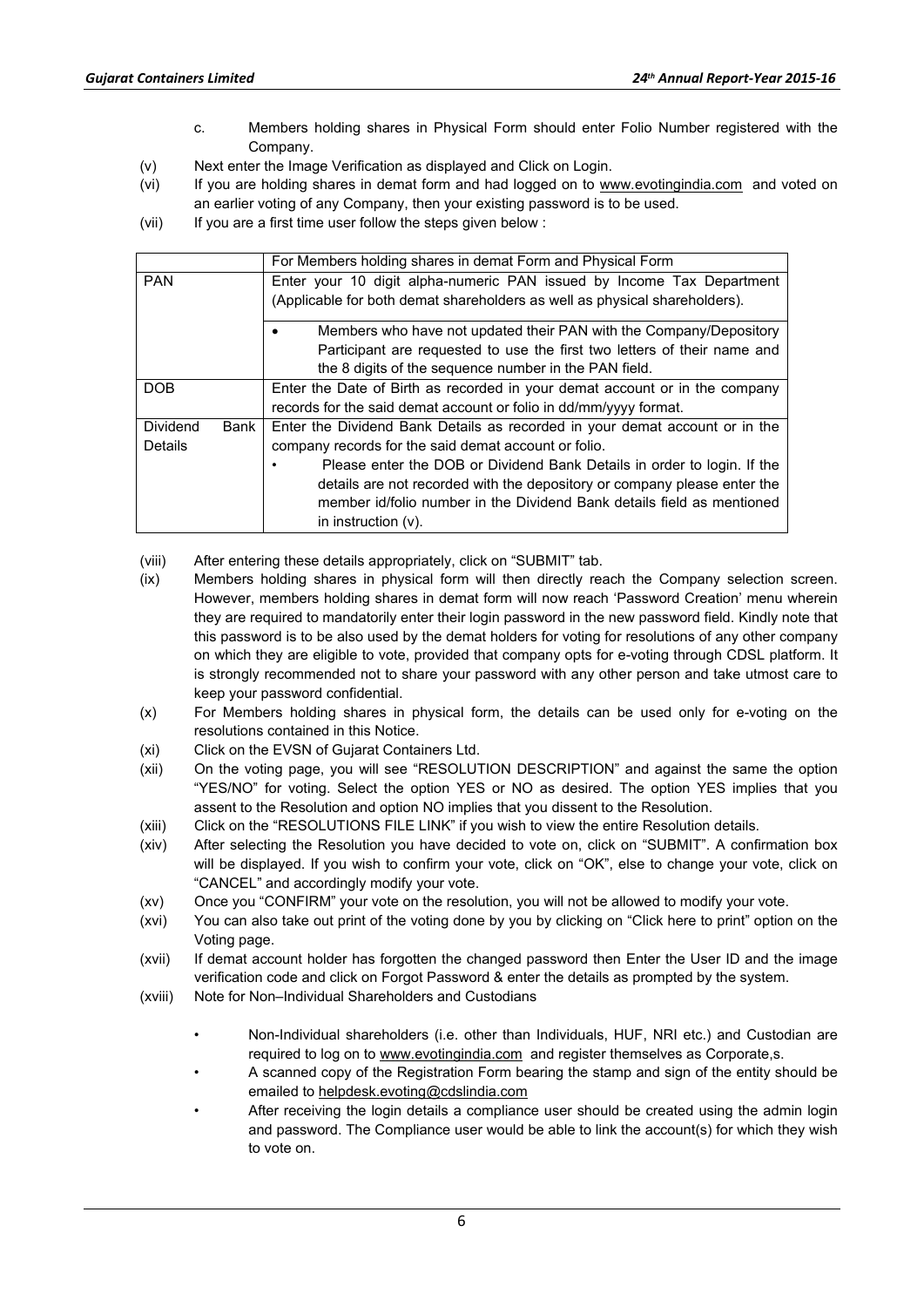c. Members holding shares in Physical Form should enter Folio Number registered with the Company.

(v) Next enter the Image Verification as displayed and Click on Login.

(vi) If you are holding shares in demat form and had logged on to www.evotingindia.com and voted on an earlier voting of any Company, then your existing password is to be used.

(vii) If you are a first time user follow the steps given below :

| | For Members holding shares in demat Form and Physical Form |
|---|---|
| PAN | Enter your 10 digit alpha-numeric PAN issued by Income Tax Department (Applicable for both demat shareholders as well as physical shareholders).<br>• Members who have not updated their PAN with the Company/Depository Participant are requested to use the first two letters of their name and the 8 digits of the sequence number in the PAN field. |
| DOB | Enter the Date of Birth as recorded in your demat account or in the company records for the said demat account or folio in dd/mm/yyyy format. |
| Dividend Bank Details | Enter the Dividend Bank Details as recorded in your demat account or in the company records for the said demat account or folio.<br>• Please enter the DOB or Dividend Bank Details in order to login. If the details are not recorded with the depository or company please enter the member id/folio number in the Dividend Bank details field as mentioned in instruction (v). |

(viii) After entering these details appropriately, click on "SUBMIT" tab.

(ix) Members holding shares in physical form will then directly reach the Company selection screen. However, members holding shares in demat form will now reach 'Password Creation' menu wherein they are required to mandatorily enter their login password in the new password field. Kindly note that this password is to be also used by the demat holders for voting for resolutions of any other company on which they are eligible to vote, provided that company opts for e-voting through CDSL platform. It is strongly recommended not to share your password with any other person and take utmost care to keep your password confidential.

(x) For Members holding shares in physical form, the details can be used only for e-voting on the resolutions contained in this Notice.

(xi) Click on the EVSN of Gujarat Containers Ltd.

(xii) On the voting page, you will see "RESOLUTION DESCRIPTION" and against the same the option "YES/NO" for voting. Select the option YES or NO as desired. The option YES implies that you assent to the Resolution and option NO implies that you dissent to the Resolution.

(xiii) Click on the "RESOLUTIONS FILE LINK" if you wish to view the entire Resolution details.

(xiv) After selecting the Resolution you have decided to vote on, click on "SUBMIT". A confirmation box will be displayed. If you wish to confirm your vote, click on "OK", else to change your vote, click on "CANCEL" and accordingly modify your vote.

(xv) Once you "CONFIRM" your vote on the resolution, you will not be allowed to modify your vote.

(xvi) You can also take out print of the voting done by you by clicking on "Click here to print" option on the Voting page.

(xvii) If demat account holder has forgotten the changed password then Enter the User ID and the image verification code and click on Forgot Password & enter the details as prompted by the system.

(xviii) Note for Non–Individual Shareholders and Custodians

- Non-Individual shareholders (i.e. other than Individuals, HUF, NRI etc.) and Custodian are required to log on to www.evotingindia.com and register themselves as Corporate,s.
- A scanned copy of the Registration Form bearing the stamp and sign of the entity should be emailed to helpdesk.evoting@cdslindia.com
- After receiving the login details a compliance user should be created using the admin login and password. The Compliance user would be able to link the account(s) for which they wish to vote on.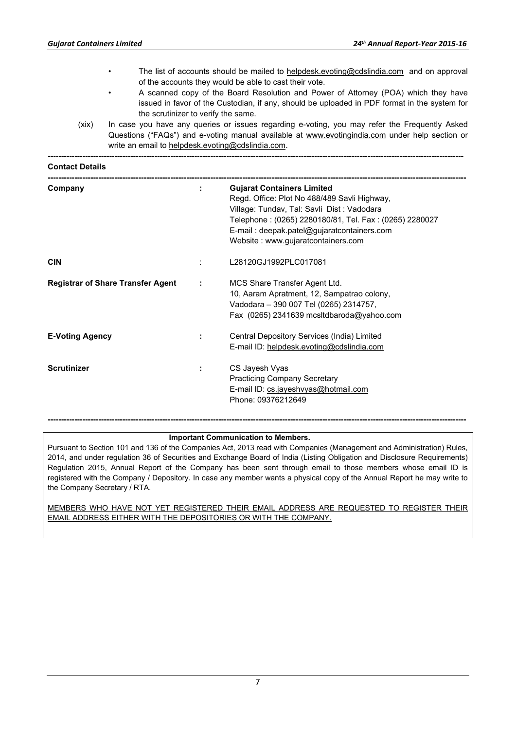- The list of accounts should be mailed to helpdesk.evoting@cdslindia.com and on approval of the accounts they would be able to cast their vote.
- A scanned copy of the Board Resolution and Power of Attorney (POA) which they have issued in favor of the Custodian, if any, should be uploaded in PDF format in the system for the scrutinizer to verify the same.

(xix) In case you have any queries or issues regarding e-voting, you may refer the Frequently Asked Questions ("FAQs") and e-voting manual available at www.evotingindia.com under help section or write an email to helpdesk.evoting@cdslindia.com.

---

**Contact Details**

---

| | | |
|---|---|---|
| **Company** | : | **Gujarat Containers Limited**<br>Regd. Office: Plot No 488/489 Savli Highway,<br>Village: Tundav, Tal: Savli Dist : Vadodara<br>Telephone : (0265) 2280180/81, Tel. Fax : (0265) 2280027<br>E-mail : deepak.patel@gujaratcontainers.com<br>Website : www.gujaratcontainers.com |
| **CIN** | : | L28120GJ1992PLC017081 |
| **Registrar of Share Transfer Agent** | : | MCS Share Transfer Agent Ltd.<br>10, Aaram Apratment, 12, Sampatrao colony,<br>Vadodara – 390 007 Tel (0265) 2314757,<br>Fax (0265) 2341639 mcsltdbaroda@yahoo.com |
| **E-Voting Agency** | : | Central Depository Services (India) Limited<br>E-mail ID: helpdesk.evoting@cdslindia.com |
| **Scrutinizer** | : | CS Jayesh Vyas<br>Practicing Company Secretary<br>E-mail ID: cs.jayeshvyas@hotmail.com<br>Phone: 09376212649 |

---

**Important Communication to Members.**

Pursuant to Section 101 and 136 of the Companies Act, 2013 read with Companies (Management and Administration) Rules, 2014, and under regulation 36 of Securities and Exchange Board of India (Listing Obligation and Disclosure Requirements) Regulation 2015, Annual Report of the Company has been sent through email to those members whose email ID is registered with the Company / Depository. In case any member wants a physical copy of the Annual Report he may write to the Company Secretary / RTA.

MEMBERS WHO HAVE NOT YET REGISTERED THEIR EMAIL ADDRESS ARE REQUESTED TO REGISTER THEIR EMAIL ADDRESS EITHER WITH THE DEPOSITORIES OR WITH THE COMPANY.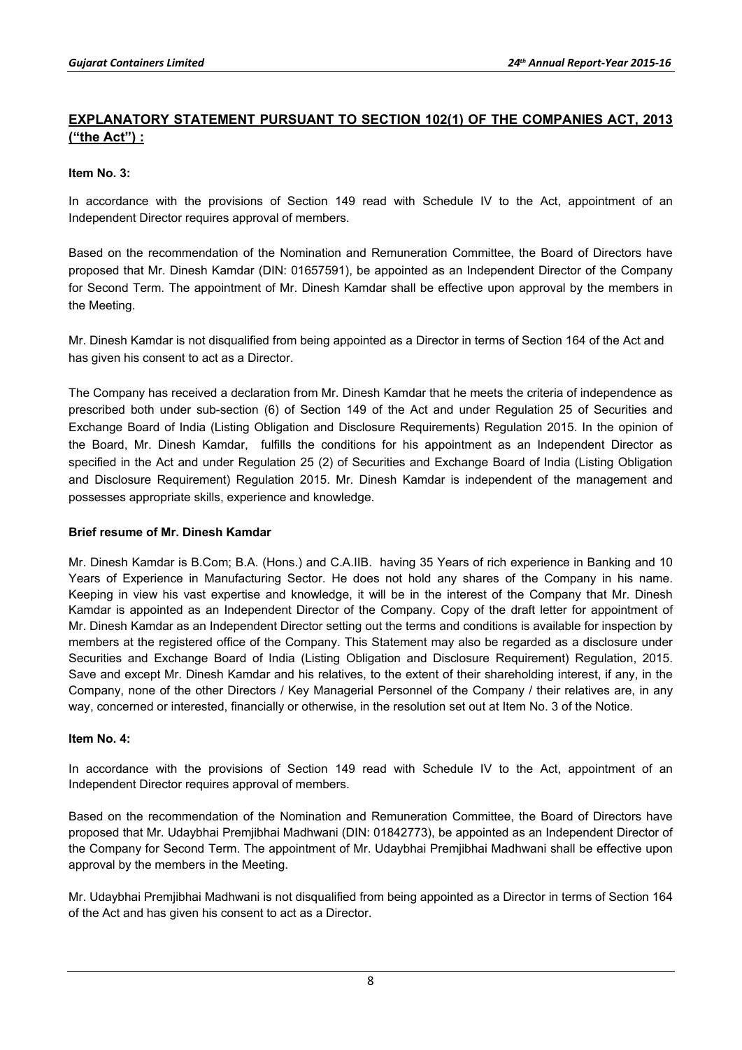## EXPLANATORY STATEMENT PURSUANT TO SECTION 102(1) OF THE COMPANIES ACT, 2013 ("the Act") :

**Item No. 3:**

In accordance with the provisions of Section 149 read with Schedule IV to the Act, appointment of an Independent Director requires approval of members.

Based on the recommendation of the Nomination and Remuneration Committee, the Board of Directors have proposed that Mr. Dinesh Kamdar (DIN: 01657591), be appointed as an Independent Director of the Company for Second Term. The appointment of Mr. Dinesh Kamdar shall be effective upon approval by the members in the Meeting.

Mr. Dinesh Kamdar is not disqualified from being appointed as a Director in terms of Section 164 of the Act and has given his consent to act as a Director.

The Company has received a declaration from Mr. Dinesh Kamdar that he meets the criteria of independence as prescribed both under sub-section (6) of Section 149 of the Act and under Regulation 25 of Securities and Exchange Board of India (Listing Obligation and Disclosure Requirements) Regulation 2015. In the opinion of the Board, Mr. Dinesh Kamdar, fulfills the conditions for his appointment as an Independent Director as specified in the Act and under Regulation 25 (2) of Securities and Exchange Board of India (Listing Obligation and Disclosure Requirement) Regulation 2015. Mr. Dinesh Kamdar is independent of the management and possesses appropriate skills, experience and knowledge.

**Brief resume of Mr. Dinesh Kamdar**

Mr. Dinesh Kamdar is B.Com; B.A. (Hons.) and C.A.IIB. having 35 Years of rich experience in Banking and 10 Years of Experience in Manufacturing Sector. He does not hold any shares of the Company in his name. Keeping in view his vast expertise and knowledge, it will be in the interest of the Company that Mr. Dinesh Kamdar is appointed as an Independent Director of the Company. Copy of the draft letter for appointment of Mr. Dinesh Kamdar as an Independent Director setting out the terms and conditions is available for inspection by members at the registered office of the Company. This Statement may also be regarded as a disclosure under Securities and Exchange Board of India (Listing Obligation and Disclosure Requirement) Regulation, 2015. Save and except Mr. Dinesh Kamdar and his relatives, to the extent of their shareholding interest, if any, in the Company, none of the other Directors / Key Managerial Personnel of the Company / their relatives are, in any way, concerned or interested, financially or otherwise, in the resolution set out at Item No. 3 of the Notice.

**Item No. 4:**

In accordance with the provisions of Section 149 read with Schedule IV to the Act, appointment of an Independent Director requires approval of members.

Based on the recommendation of the Nomination and Remuneration Committee, the Board of Directors have proposed that Mr. Udaybhai Premjibhai Madhwani (DIN: 01842773), be appointed as an Independent Director of the Company for Second Term. The appointment of Mr. Udaybhai Premjibhai Madhwani shall be effective upon approval by the members in the Meeting.

Mr. Udaybhai Premjibhai Madhwani is not disqualified from being appointed as a Director in terms of Section 164 of the Act and has given his consent to act as a Director.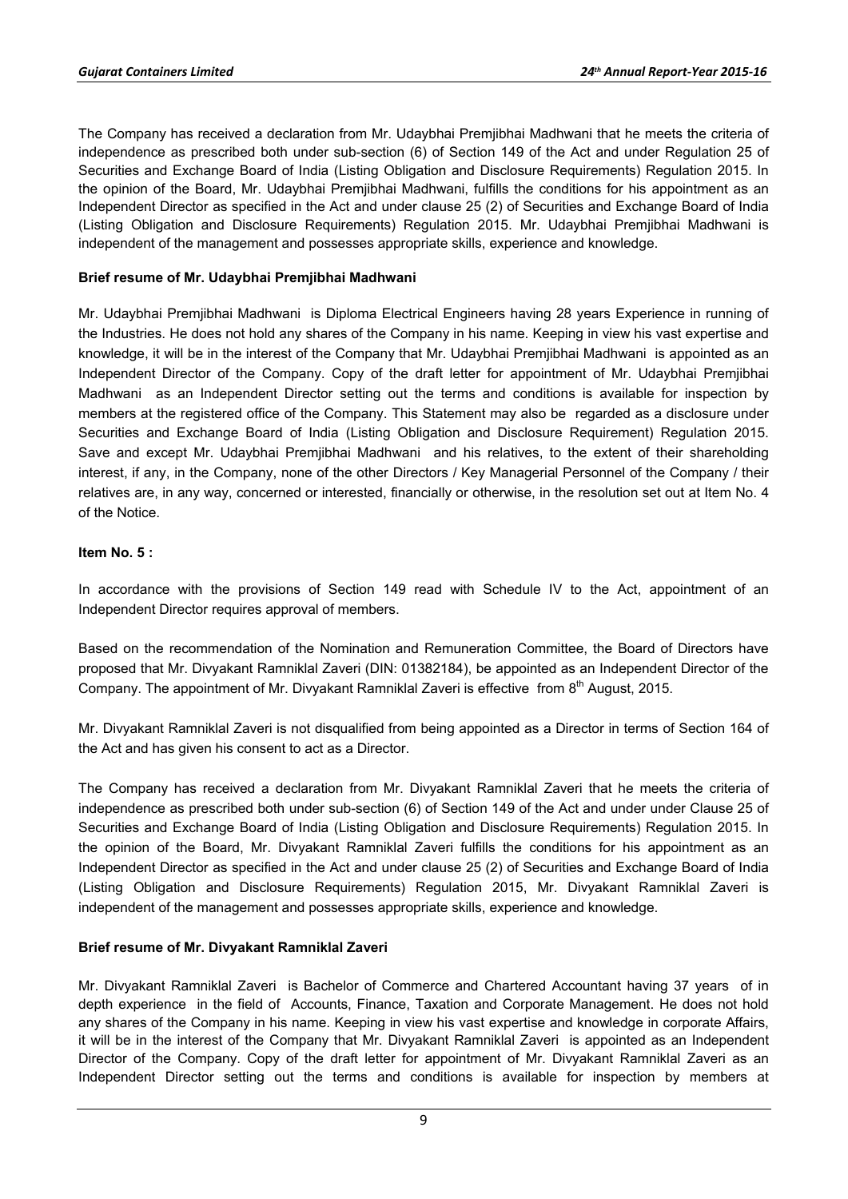The Company has received a declaration from Mr. Udaybhai Premjibhai Madhwani that he meets the criteria of independence as prescribed both under sub-section (6) of Section 149 of the Act and under Regulation 25 of Securities and Exchange Board of India (Listing Obligation and Disclosure Requirements) Regulation 2015. In the opinion of the Board, Mr. Udaybhai Premjibhai Madhwani, fulfills the conditions for his appointment as an Independent Director as specified in the Act and under clause 25 (2) of Securities and Exchange Board of India (Listing Obligation and Disclosure Requirements) Regulation 2015. Mr. Udaybhai Premjibhai Madhwani is independent of the management and possesses appropriate skills, experience and knowledge.

**Brief resume of Mr. Udaybhai Premjibhai Madhwani**

Mr. Udaybhai Premjibhai Madhwani is Diploma Electrical Engineers having 28 years Experience in running of the Industries. He does not hold any shares of the Company in his name. Keeping in view his vast expertise and knowledge, it will be in the interest of the Company that Mr. Udaybhai Premjibhai Madhwani is appointed as an Independent Director of the Company. Copy of the draft letter for appointment of Mr. Udaybhai Premjibhai Madhwani as an Independent Director setting out the terms and conditions is available for inspection by members at the registered office of the Company. This Statement may also be regarded as a disclosure under Securities and Exchange Board of India (Listing Obligation and Disclosure Requirement) Regulation 2015. Save and except Mr. Udaybhai Premjibhai Madhwani and his relatives, to the extent of their shareholding interest, if any, in the Company, none of the other Directors / Key Managerial Personnel of the Company / their relatives are, in any way, concerned or interested, financially or otherwise, in the resolution set out at Item No. 4 of the Notice.

**Item No. 5 :**

In accordance with the provisions of Section 149 read with Schedule IV to the Act, appointment of an Independent Director requires approval of members.

Based on the recommendation of the Nomination and Remuneration Committee, the Board of Directors have proposed that Mr. Divyakant Ramniklal Zaveri (DIN: 01382184), be appointed as an Independent Director of the Company. The appointment of Mr. Divyakant Ramniklal Zaveri is effective from 8th August, 2015.

Mr. Divyakant Ramniklal Zaveri is not disqualified from being appointed as a Director in terms of Section 164 of the Act and has given his consent to act as a Director.

The Company has received a declaration from Mr. Divyakant Ramniklal Zaveri that he meets the criteria of independence as prescribed both under sub-section (6) of Section 149 of the Act and under under Clause 25 of Securities and Exchange Board of India (Listing Obligation and Disclosure Requirements) Regulation 2015. In the opinion of the Board, Mr. Divyakant Ramniklal Zaveri fulfills the conditions for his appointment as an Independent Director as specified in the Act and under clause 25 (2) of Securities and Exchange Board of India (Listing Obligation and Disclosure Requirements) Regulation 2015, Mr. Divyakant Ramniklal Zaveri is independent of the management and possesses appropriate skills, experience and knowledge.

**Brief resume of Mr. Divyakant Ramniklal Zaveri**

Mr. Divyakant Ramniklal Zaveri is Bachelor of Commerce and Chartered Accountant having 37 years of in depth experience in the field of Accounts, Finance, Taxation and Corporate Management. He does not hold any shares of the Company in his name. Keeping in view his vast expertise and knowledge in corporate Affairs, it will be in the interest of the Company that Mr. Divyakant Ramniklal Zaveri is appointed as an Independent Director of the Company. Copy of the draft letter for appointment of Mr. Divyakant Ramniklal Zaveri as an Independent Director setting out the terms and conditions is available for inspection by members at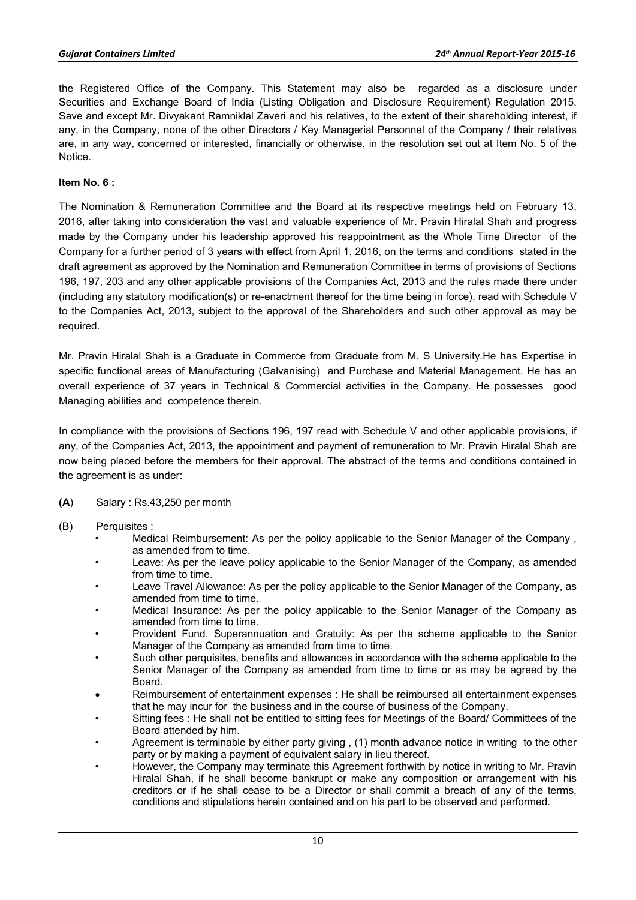the Registered Office of the Company. This Statement may also be regarded as a disclosure under Securities and Exchange Board of India (Listing Obligation and Disclosure Requirement) Regulation 2015. Save and except Mr. Divyakant Ramniklal Zaveri and his relatives, to the extent of their shareholding interest, if any, in the Company, none of the other Directors / Key Managerial Personnel of the Company / their relatives are, in any way, concerned or interested, financially or otherwise, in the resolution set out at Item No. 5 of the Notice.

**Item No. 6 :**

The Nomination & Remuneration Committee and the Board at its respective meetings held on February 13, 2016, after taking into consideration the vast and valuable experience of Mr. Pravin Hiralal Shah and progress made by the Company under his leadership approved his reappointment as the Whole Time Director of the Company for a further period of 3 years with effect from April 1, 2016, on the terms and conditions stated in the draft agreement as approved by the Nomination and Remuneration Committee in terms of provisions of Sections 196, 197, 203 and any other applicable provisions of the Companies Act, 2013 and the rules made there under (including any statutory modification(s) or re-enactment thereof for the time being in force), read with Schedule V to the Companies Act, 2013, subject to the approval of the Shareholders and such other approval as may be required.

Mr. Pravin Hiralal Shah is a Graduate in Commerce from Graduate from M. S University.He has Expertise in specific functional areas of Manufacturing (Galvanising) and Purchase and Material Management. He has an overall experience of 37 years in Technical & Commercial activities in the Company. He possesses good Managing abilities and competence therein.

In compliance with the provisions of Sections 196, 197 read with Schedule V and other applicable provisions, if any, of the Companies Act, 2013, the appointment and payment of remuneration to Mr. Pravin Hiralal Shah are now being placed before the members for their approval. The abstract of the terms and conditions contained in the agreement is as under:

**(A**) Salary : Rs.43,250 per month

(B) Perquisites :

- Medical Reimbursement: As per the policy applicable to the Senior Manager of the Company , as amended from to time.
- Leave: As per the leave policy applicable to the Senior Manager of the Company, as amended from time to time.
- Leave Travel Allowance: As per the policy applicable to the Senior Manager of the Company, as amended from time to time.
- Medical Insurance: As per the policy applicable to the Senior Manager of the Company as amended from time to time.
- Provident Fund, Superannuation and Gratuity: As per the scheme applicable to the Senior Manager of the Company as amended from time to time.
- Such other perquisites, benefits and allowances in accordance with the scheme applicable to the Senior Manager of the Company as amended from time to time or as may be agreed by the Board.
- Reimbursement of entertainment expenses : He shall be reimbursed all entertainment expenses that he may incur for the business and in the course of business of the Company.
- Sitting fees : He shall not be entitled to sitting fees for Meetings of the Board/ Committees of the Board attended by him.
- Agreement is terminable by either party giving , (1) month advance notice in writing to the other party or by making a payment of equivalent salary in lieu thereof.
- However, the Company may terminate this Agreement forthwith by notice in writing to Mr. Pravin Hiralal Shah, if he shall become bankrupt or make any composition or arrangement with his creditors or if he shall cease to be a Director or shall commit a breach of any of the terms, conditions and stipulations herein contained and on his part to be observed and performed.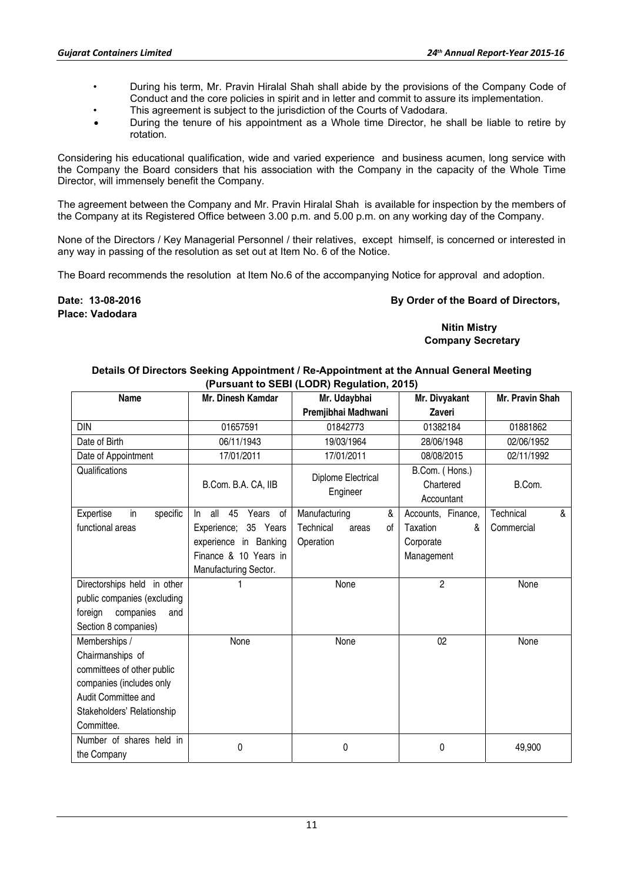- During his term, Mr. Pravin Hiralal Shah shall abide by the provisions of the Company Code of Conduct and the core policies in spirit and in letter and commit to assure its implementation.
- This agreement is subject to the jurisdiction of the Courts of Vadodara.
- During the tenure of his appointment as a Whole time Director, he shall be liable to retire by rotation.

Considering his educational qualification, wide and varied experience and business acumen, long service with the Company the Board considers that his association with the Company in the capacity of the Whole Time Director, will immensely benefit the Company.

The agreement between the Company and Mr. Pravin Hiralal Shah is available for inspection by the members of the Company at its Registered Office between 3.00 p.m. and 5.00 p.m. on any working day of the Company.

None of the Directors / Key Managerial Personnel / their relatives, except himself, is concerned or interested in any way in passing of the resolution as set out at Item No. 6 of the Notice.

The Board recommends the resolution at Item No.6 of the accompanying Notice for approval and adoption.

**Date: 13-08-2016**
**Place: Vadodara**

**By Order of the Board of Directors,**

**Nitin Mistry**
**Company Secretary**

**Details Of Directors Seeking Appointment / Re-Appointment at the Annual General Meeting (Pursuant to SEBI (LODR) Regulation, 2015)**

| Name | Mr. Dinesh Kamdar | Mr. Udaybhai Premjibhai Madhwani | Mr. Divyakant Zaveri | Mr. Pravin Shah |
|---|---|---|---|---|
| DIN | 01657591 | 01842773 | 01382184 | 01881862 |
| Date of Birth | 06/11/1943 | 19/03/1964 | 28/06/1948 | 02/06/1952 |
| Date of Appointment | 17/01/2011 | 17/01/2011 | 08/08/2015 | 02/11/1992 |
| Qualifications | B.Com. B.A. CA, IIB | Diplome Electrical Engineer | B.Com. ( Hons.) Chartered Accountant | B.Com. |
| Expertise in specific functional areas | In all 45 Years of Experience; 35 Years experience in Banking Finance & 10 Years in Manufacturing Sector. | Manufacturing & Technical areas of Operation | Accounts, Finance, Taxation & Corporate Management | Technical & Commercial |
| Directorships held in other public companies (excluding foreign companies and Section 8 companies) | 1 | None | 2 | None |
| Memberships / Chairmanships of committees of other public companies (includes only Audit Committee and Stakeholders' Relationship Committee. | None | None | 02 | None |
| Number of shares held in the Company | 0 | 0 | 0 | 49,900 |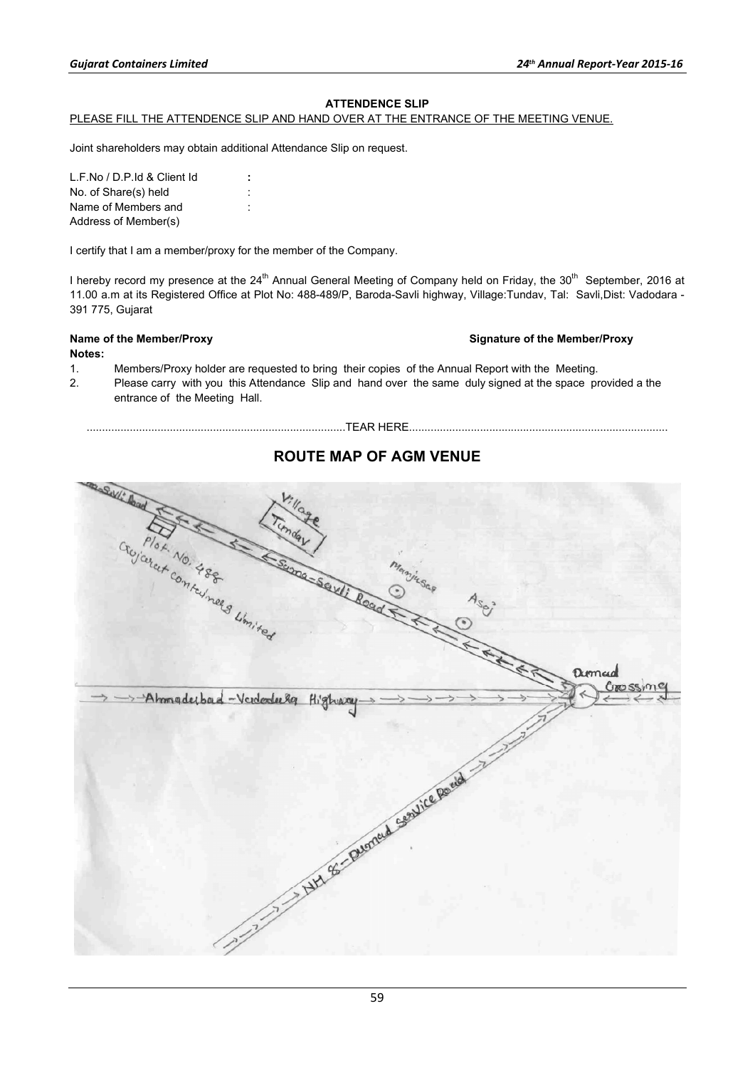**ATTENDENCE SLIP**

PLEASE FILL THE ATTENDENCE SLIP AND HAND OVER AT THE ENTRANCE OF THE MEETING VENUE.

Joint shareholders may obtain additional Attendance Slip on request.

L.F.No / D.P.Id & Client Id :
No. of Share(s) held :
Name of Members and :
Address of Member(s)

I certify that I am a member/proxy for the member of the Company.

I hereby record my presence at the 24th Annual General Meeting of Company held on Friday, the 30th September, 2016 at 11.00 a.m at its Registered Office at Plot No: 488-489/P, Baroda-Savli highway, Village:Tundav, Tal: Savli,Dist: Vadodara - 391 775, Gujarat

**Name of the Member/Proxy** **Signature of the Member/Proxy**

**Notes:**

1. Members/Proxy holder are requested to bring their copies of the Annual Report with the Meeting.
2. Please carry with you this Attendance Slip and hand over the same duly signed at the space provided a the entrance of the Meeting Hall.

...................................................................................TEAR HERE...................................................................................

## ROUTE MAP OF AGM VENUE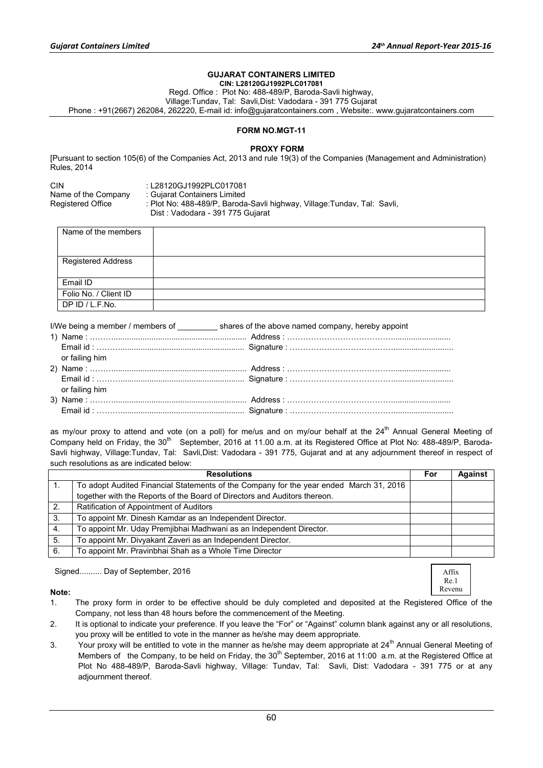**GUJARAT CONTAINERS LIMITED**
**CIN: L28120GJ1992PLC017081**
Regd. Office : Plot No: 488-489/P, Baroda-Savli highway,
Village:Tundav, Tal: Savli,Dist: Vadodara - 391 775 Gujarat
Phone : +91(2667) 262084, 262220, E-mail id: info@gujaratcontainers.com , Website:. www.gujaratcontainers.com

**FORM NO.MGT-11**

**PROXY FORM**

[Pursuant to section 105(6) of the Companies Act, 2013 and rule 19(3) of the Companies (Management and Administration) Rules, 2014

CIN : L28120GJ1992PLC017081
Name of the Company : Gujarat Containers Limited
Registered Office : Plot No: 488-489/P, Baroda-Savli highway, Village:Tundav, Tal: Savli, Dist : Vadodara - 391 775 Gujarat

| | |
|---|---|
| Name of the members | |
| Registered Address | |
| Email ID | |
| Folio No. / Client ID | |
| DP ID / L.F.No. | |

I/We being a member / members of _________ shares of the above named company, hereby appoint

1) Name : ……........................................................... Address : …………………………………..........................
Email id : ……….................................................... Signature : …………………………………..........................
or failing him
2) Name : ……........................................................... Address : …………………………………..........................
Email id : ……….................................................... Signature : …………………………………..........................
or failing him
3) Name : ……........................................................... Address : …………………………………..........................
Email id : ……….................................................... Signature : …………………………………..........................

as my/our proxy to attend and vote (on a poll) for me/us and on my/our behalf at the 24th Annual General Meeting of Company held on Friday, the 30th September, 2016 at 11.00 a.m. at its Registered Office at Plot No: 488-489/P, Baroda-Savli highway, Village:Tundav, Tal: Savli,Dist: Vadodara - 391 775, Gujarat and at any adjournment thereof in respect of such resolutions as are indicated below:

| | Resolutions | For | Against |
|---|---|---|---|
| 1. | To adopt Audited Financial Statements of the Company for the year ended March 31, 2016 together with the Reports of the Board of Directors and Auditors thereon. | | |
| 2. | Ratification of Appointment of Auditors | | |
| 3. | To appoint Mr. Dinesh Kamdar as an Independent Director. | | |
| 4. | To appoint Mr. Uday Premjibhai Madhwani as an Independent Director. | | |
| 5. | To appoint Mr. Divyakant Zaveri as an Independent Director. | | |
| 6. | To appoint Mr. Pravinbhai Shah as a Whole Time Director | | |

Signed.......... Day of September, 2016

Affix Re.1 Revenu

**Note:**

1. The proxy form in order to be effective should be duly completed and deposited at the Registered Office of the Company, not less than 48 hours before the commencement of the Meeting.
2. It is optional to indicate your preference. If you leave the "For" or "Against" column blank against any or all resolutions, you proxy will be entitled to vote in the manner as he/she may deem appropriate.
3. Your proxy will be entitled to vote in the manner as he/she may deem appropriate at 24th Annual General Meeting of Members of the Company, to be held on Friday, the 30th September, 2016 at 11:00 a.m. at the Registered Office at Plot No 488-489/P, Baroda-Savli highway, Village: Tundav, Tal: Savli, Dist: Vadodara - 391 775 or at any adjournment thereof.